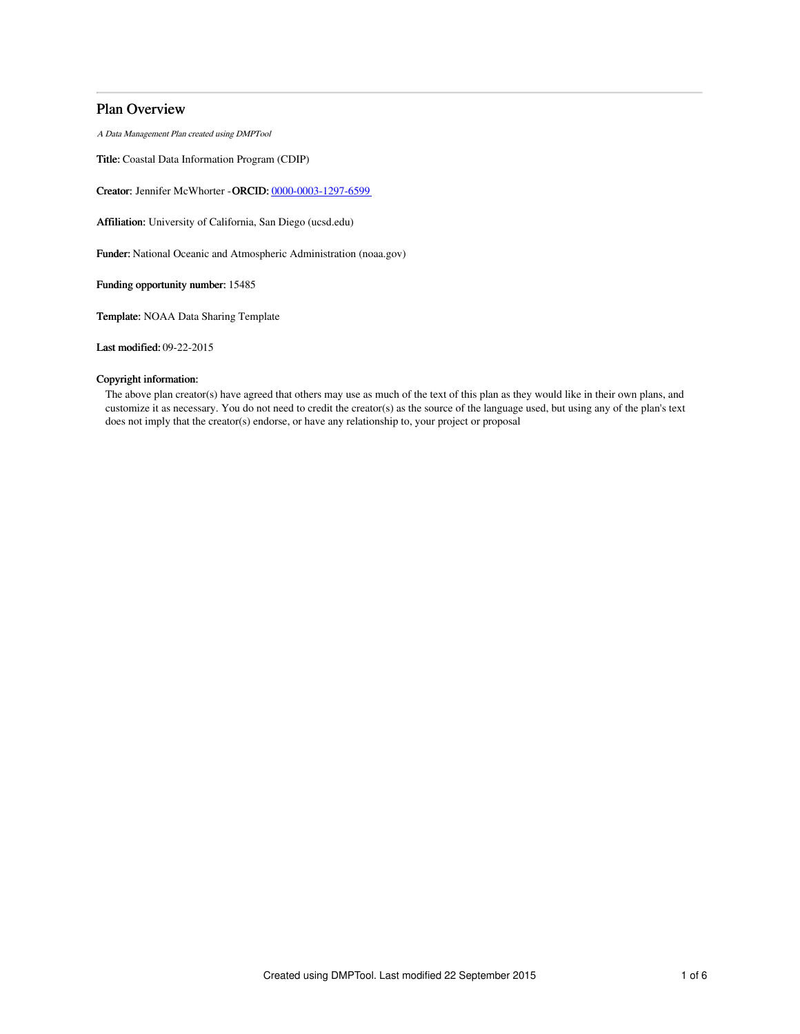## Plan Overview

*A Data Management Plan created using DMPTool*

**Title:** Coastal Data Information Program (CDIP)

**Creator:** Jennifer McWhorter -**ORCID:** [0000-0003-1297-6599](0000-0003-1297-6599)

**Affiliation:** University of California, San Diego (ucsd.edu)

**Funder:** National Oceanic and Atmospheric Administration (noaa.gov)

**Funding opportunity number:** 15485

**Template:** NOAA Data Sharing Template

**Last modified:** 09-22-2015

**Copyright information:**

The above plan creator(s) have agreed that others may use as much of the text of this plan as they would like in their own plans, and customize it as necessary. You do not need to credit the creator(s) as the source of the language used, but using any of the plan's text does not imply that the creator(s) endorse, or have any relationship to, your project or proposal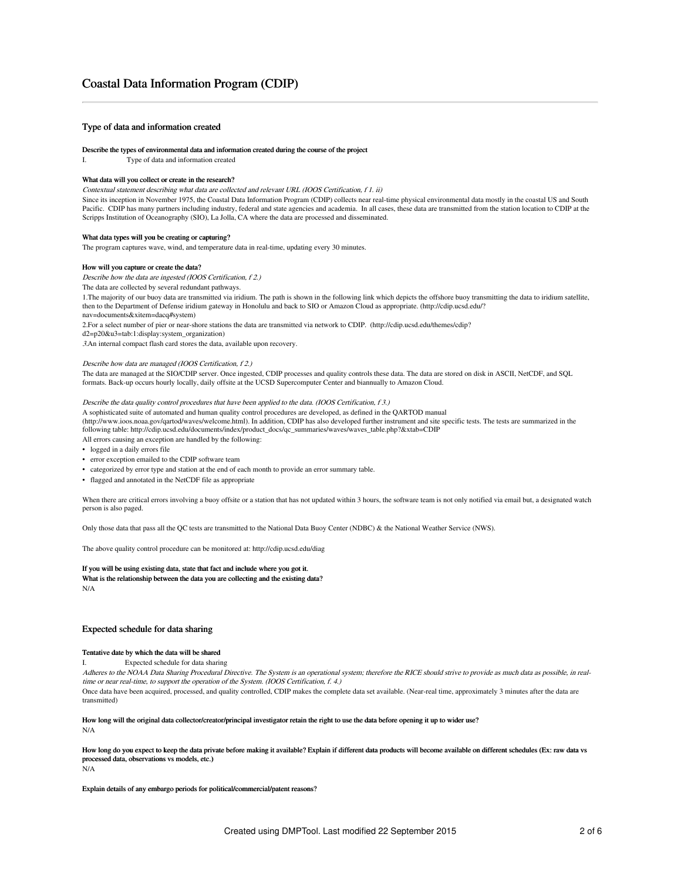# Coastal Data Information Program (CDIP)

## Type of data and information created

**Describe the types of environmental data and information created during the course of the project**

I. Type of data and information created

**What data will you collect or create in the research?**

*Contextual statement describing what data are collected and relevant URL (IOOS Certification, f 1. ii)*

Since its inception in November 1975, the Coastal Data Information Program (CDIP) collects near real-time physical environmental data mostly in the coastal US and South Pacific. CDIP has many partners including industry, federal and state agencies and academia. In all cases, these data are transmitted from the station location to CDIP at the Scripps Institution of Oceanography (SIO), La Jolla, CA where the data are processed and disseminated.

**What data types will you be creating or capturing?**

The program captures wave, wind, and temperature data in real-time, updating every 30 minutes.

**How will you capture or create the data?**

*Describe how the data are ingested (IOOS Certification, f 2.)*

The data are collected by several redundant pathways.

1.The majority of our buoy data are transmitted via iridium. The path is shown in the following link which depicts the offshore buoy transmitting the data to iridium satellite, then to the Department of Defense iridium gateway in Honolulu and back to SIO or Amazon Cloud as appropriate. (http://cdip.ucsd.edu/?nav=documents&xitem=dacq#system)

2.For a select number of pier or near-shore stations the data are transmitted via network to CDIP. (http://cdip.ucsd.edu/themes/cdip?d2=p20&u3=tab:1:display:system_organization)

*3.*An internal compact flash card stores the data, available upon recovery.

*Describe how data are managed (IOOS Certification, f 2.)*

The data are managed at the SIO/CDIP server. Once ingested, CDIP processes and quality controls these data. The data are stored on disk in ASCII, NetCDF, and SQL formats. Back-up occurs hourly locally, daily offsite at the UCSD Supercomputer Center and biannually to Amazon Cloud.

*Describe the data quality control procedures that have been applied to the data. (IOOS Certification, f 3.)*

A sophisticated suite of automated and human quality control procedures are developed, as defined in the QARTOD manual (http://www.ioos.noaa.gov/qartod/waves/welcome.html). In addition, CDIP has also developed further instrument and site specific tests. The tests are summarized in the following table: http://cdip.ucsd.edu/documents/index/product_docs/qc_summaries/waves/waves_table.php?&xtab=CDIP

All errors causing an exception are handled by the following:

- logged in a daily errors file
- error exception emailed to the CDIP software team
- categorized by error type and station at the end of each month to provide an error summary table.
- flagged and annotated in the NetCDF file as appropriate

When there are critical errors involving a buoy offsite or a station that has not updated within 3 hours, the software team is not only notified via email but, a designated watch person is also paged.

Only those data that pass all the QC tests are transmitted to the National Data Buoy Center (NDBC) & the National Weather Service (NWS).

The above quality control procedure can be monitored at: http://cdip.ucsd.edu/diag

**If you will be using existing data, state that fact and include where you got it.**
**What is the relationship between the data you are collecting and the existing data?**

N/A

## Expected schedule for data sharing

**Tentative date by which the data will be shared**

I. Expected schedule for data sharing

*Adheres to the NOAA Data Sharing Procedural Directive. The System is an operational system; therefore the RICE should strive to provide as much data as possible, in real-time or near real-time, to support the operation of the System. (IOOS Certification, f. 4.)*

Once data have been acquired, processed, and quality controlled, CDIP makes the complete data set available. (Near-real time, approximately 3 minutes after the data are transmitted)

**How long will the original data collector/creator/principal investigator retain the right to use the data before opening it up to wider use?**

N/A

**How long do you expect to keep the data private before making it available? Explain if different data products will become available on different schedules (Ex: raw data vs processed data, observations vs models, etc.)**

N/A

**Explain details of any embargo periods for political/commercial/patent reasons?**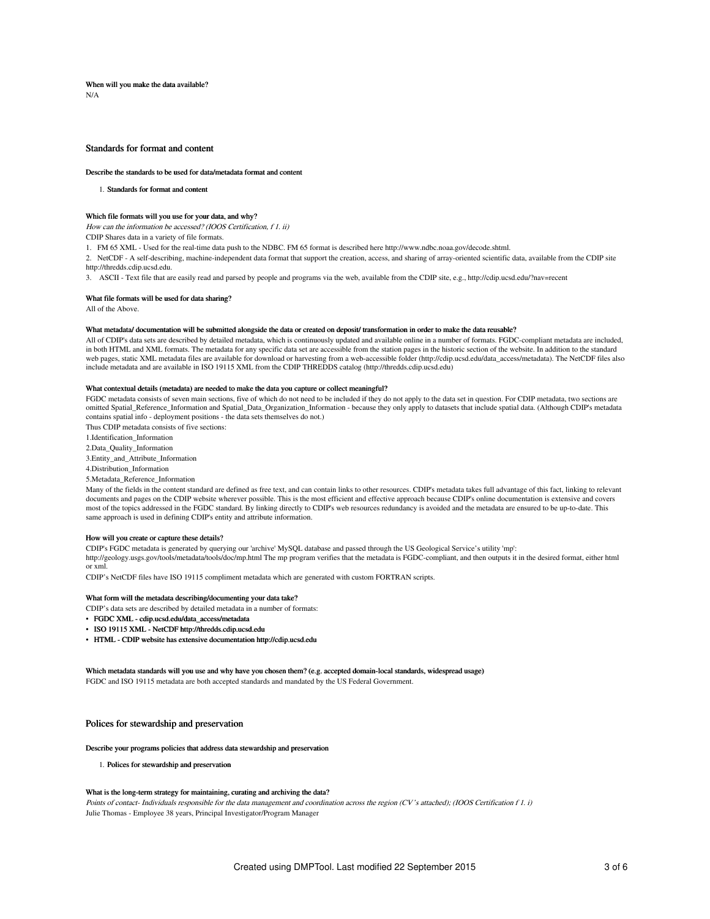**When will you make the data available?**

N/A

## Standards for format and content

**Describe the standards to be used for data/metadata format and content**

1. **Standards for format and content**

**Which file formats will you use for your data, and why?**

*How can the information be accessed? (IOOS Certification, f 1. ii)*

CDIP Shares data in a variety of file formats.

1. FM 65 XML - Used for the real-time data push to the NDBC. FM 65 format is described here http://www.ndbc.noaa.gov/decode.shtml.
2. NetCDF - A self-describing, machine-independent data format that support the creation, access, and sharing of array-oriented scientific data, available from the CDIP site http://thredds.cdip.ucsd.edu.
3. ASCII - Text file that are easily read and parsed by people and programs via the web, available from the CDIP site, e.g., http://cdip.ucsd.edu/?nav=recent

**What file formats will be used for data sharing?**

All of the Above.

**What metadata/ documentation will be submitted alongside the data or created on deposit/ transformation in order to make the data reusable?**

All of CDIP's data sets are described by detailed metadata, which is continuously updated and available online in a number of formats. FGDC-compliant metadata are included, in both HTML and XML formats. The metadata for any specific data set are accessible from the station pages in the historic section of the website. In addition to the standard web pages, static XML metadata files are available for download or harvesting from a web-accessible folder (http://cdip.ucsd.edu/data_access/metadata). The NetCDF files also include metadata and are available in ISO 19115 XML from the CDIP THREDDS catalog (http://thredds.cdip.ucsd.edu)

**What contextual details (metadata) are needed to make the data you capture or collect meaningful?**

FGDC metadata consists of seven main sections, five of which do not need to be included if they do not apply to the data set in question. For CDIP metadata, two sections are omitted Spatial_Reference_Information and Spatial_Data_Organization_Information - because they only apply to datasets that include spatial data. (Although CDIP's metadata contains spatial info - deployment positions - the data sets themselves do not.)

Thus CDIP metadata consists of five sections:

1. Identification_Information
2. Data_Quality_Information
3. Entity_and_Attribute_Information
4. Distribution_Information
5. Metadata_Reference_Information

Many of the fields in the content standard are defined as free text, and can contain links to other resources. CDIP's metadata takes full advantage of this fact, linking to relevant documents and pages on the CDIP website wherever possible. This is the most efficient and effective approach because CDIP's online documentation is extensive and covers most of the topics addressed in the FGDC standard. By linking directly to CDIP's web resources redundancy is avoided and the metadata are ensured to be up-to-date. This same approach is used in defining CDIP's entity and attribute information.

**How will you create or capture these details?**

CDIP's FGDC metadata is generated by querying our 'archive' MySQL database and passed through the US Geological Service's utility 'mp': http://geology.usgs.gov/tools/metadata/tools/doc/mp.html The mp program verifies that the metadata is FGDC-compliant, and then outputs it in the desired format, either html or xml.

CDIP's NetCDF files have ISO 19115 compliment metadata which are generated with custom FORTRAN scripts.

**What form will the metadata describing/documenting your data take?**

CDIP's data sets are described by detailed metadata in a number of formats:

- **FGDC XML - cdip.ucsd.edu/data_access/metadata**
- **ISO 19115 XML - NetCDF http://thredds.cdip.ucsd.edu**
- **HTML - CDIP website has extensive documentation http://cdip.ucsd.edu**

**Which metadata standards will you use and why have you chosen them? (e.g. accepted domain-local standards, widespread usage)**

FGDC and ISO 19115 metadata are both accepted standards and mandated by the US Federal Government.

## Polices for stewardship and preservation

**Describe your programs policies that address data stewardship and preservation**

1. **Polices for stewardship and preservation**

**What is the long-term strategy for maintaining, curating and archiving the data?**

*Points of contact- Individuals responsible for the data management and coordination across the region (CV's attached); (IOOS Certification f 1. i)*

Julie Thomas - Employee 38 years, Principal Investigator/Program Manager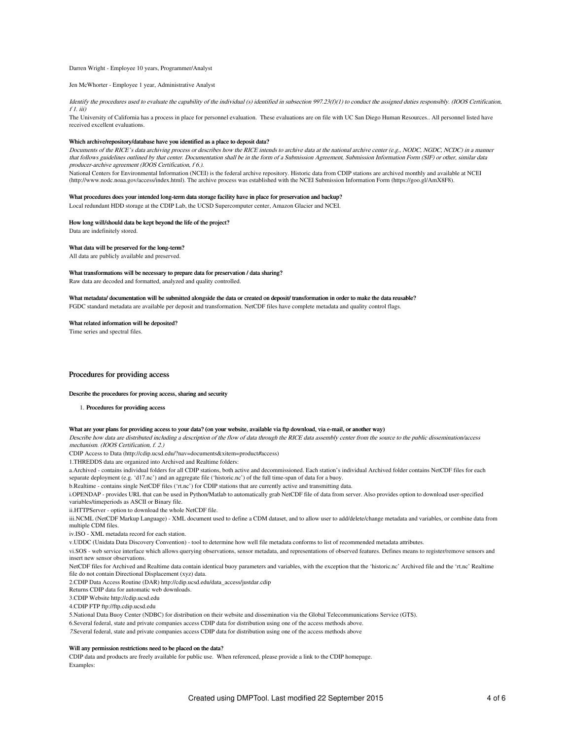Darren Wright - Employee 10 years, Programmer/Analyst

Jen McWhorter - Employee 1 year, Administrative Analyst

*Identify the procedures used to evaluate the capability of the individual (s) identified in subsection 997.23(f)(1) to conduct the assigned duties responsibly. (IOOS Certification, f 1. iii)*

The University of California has a process in place for personnel evaluation. These evaluations are on file with UC San Diego Human Resources.. All personnel listed have received excellent evaluations.

**Which archive/repository/database have you identified as a place to deposit data?**

*Documents of the RICE's data archiving process or describes how the RICE intends to archive data at the national archive center (e.g., NODC, NGDC, NCDC) in a manner that follows guidelines outlined by that center. Documentation shall be in the form of a Submission Agreement, Submission Information Form (SIF) or other, similar data producer-archive agreement (IOOS Certification, f 6.).*

National Centers for Environmental Information (NCEI) is the federal archive repository. Historic data from CDIP stations are archived monthly and available at NCEI (http://www.nodc.noaa.gov/access/index.html). The archive process was established with the NCEI Submission Information Form (https://goo.gl/AmX8F8).

**What procedures does your intended long-term data storage facility have in place for preservation and backup?**

Local redundant HDD storage at the CDIP Lab, the UCSD Supercomputer center, Amazon Glacier and NCEI.

**How long will/should data be kept beyond the life of the project?**

Data are indefinitely stored.

**What data will be preserved for the long-term?**

All data are publicly available and preserved.

**What transformations will be necessary to prepare data for preservation / data sharing?**

Raw data are decoded and formatted, analyzed and quality controlled.

**What metadata/ documentation will be submitted alongside the data or created on deposit/ transformation in order to make the data reusable?**

FGDC standard metadata are available per deposit and transformation. NetCDF files have complete metadata and quality control flags.

**What related information will be deposited?**

Time series and spectral files.

## Procedures for providing access

**Describe the procedures for proving access, sharing and security**

1. **Procedures for providing access**

**What are your plans for providing access to your data? (on your website, available via ftp download, via e-mail, or another way)**

*Describe how data are distributed including a description of the flow of data through the RICE data assembly center from the source to the public dissemination/access mechanism. (IOOS Certification, f. 2.)*

CDIP Access to Data (http://cdip.ucsd.edu/?nav=documents&xitem=product#access)

1.THREDDS data are organized into Archived and Realtime folders:

a.Archived - contains individual folders for all CDIP stations, both active and decommissioned. Each station's individual Archived folder contains NetCDF files for each separate deployment (e.g. 'd17.nc') and an aggregate file ('historic.nc') of the full time-span of data for a buoy.

b.Realtime - contains single NetCDF files ('rt.nc') for CDIP stations that are currently active and transmitting data.

i.OPENDAP - provides URL that can be used in Python/Matlab to automatically grab NetCDF file of data from server. Also provides option to download user-specified variables/timeperiods as ASCII or Binary file.

ii.HTTPServer - option to download the whole NetCDF file.

iii.NCML (NetCDF Markup Language) - XML document used to define a CDM dataset, and to allow user to add/delete/change metadata and variables, or combine data from multiple CDM files.

iv.ISO - XML metadata record for each station.

v.UDDC (Unidata Data Discovery Convention) - tool to determine how well file metadata conforms to list of recommended metadata attributes.

vi.SOS - web service interface which allows querying observations, sensor metadata, and representations of observed features. Defines means to register/remove sensors and insert new sensor observations.

NetCDF files for Archived and Realtime data contain identical buoy parameters and variables, with the exception that the 'historic.nc' Archived file and the 'rt.nc' Realtime file do not contain Directional Displacement (xyz) data.

2.CDIP Data Access Routine (DAR) http://cdip.ucsd.edu/data_access/justdar.cdip

Returns CDIP data for automatic web downloads.

3.CDIP Website http://cdip.ucsd.edu

4.CDIP FTP ftp://ftp.cdip.ucsd.edu

5.National Data Buoy Center (NDBC) for distribution on their website and dissemination via the Global Telecommunications Service (GTS).

6.Several federal, state and private companies access CDIP data for distribution using one of the access methods above.

7.Several federal, state and private companies access CDIP data for distribution using one of the access methods above

**Will any permission restrictions need to be placed on the data?**

CDIP data and products are freely available for public use. When referenced, please provide a link to the CDIP homepage.

Examples: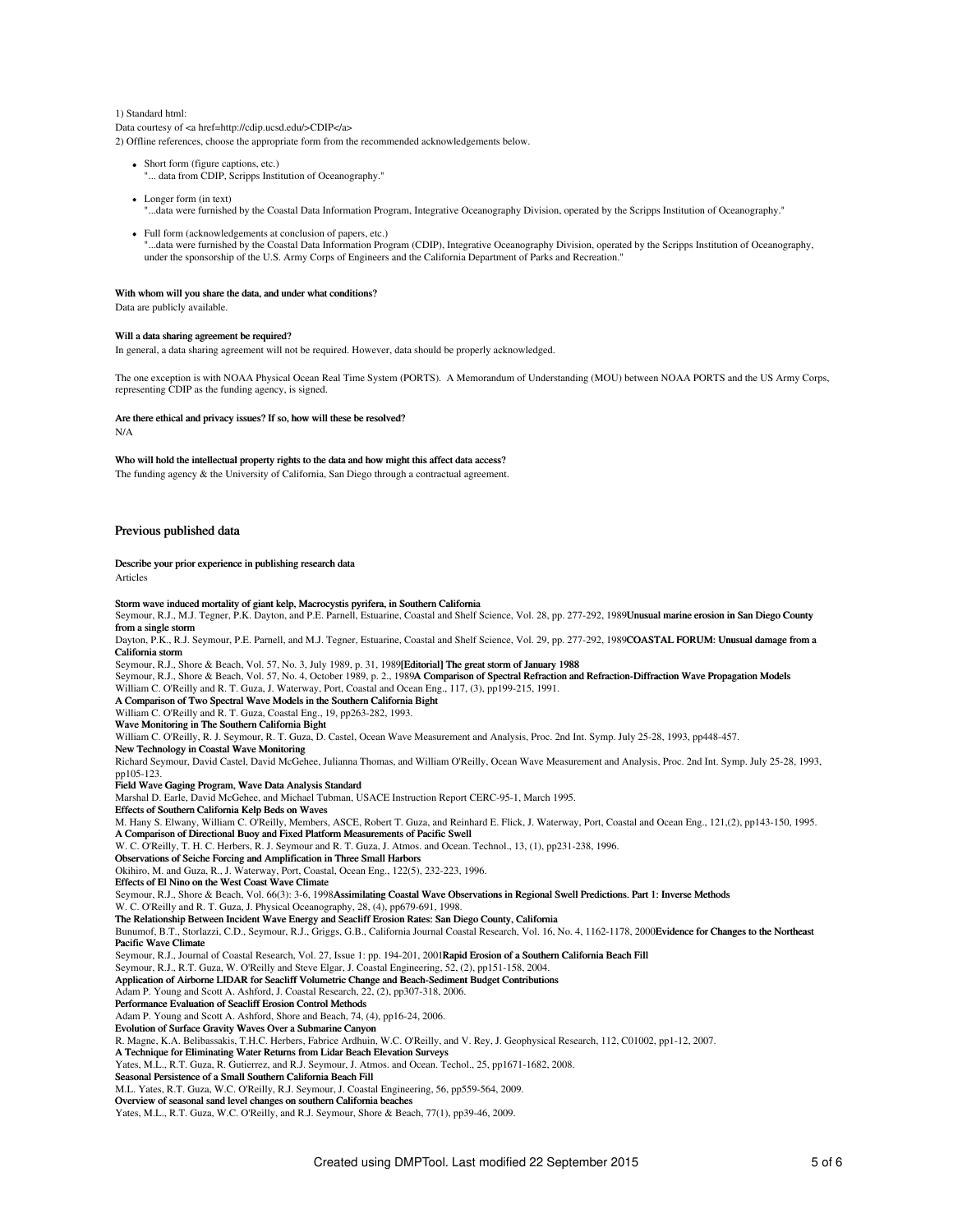1) Standard html:

Data courtesy of <a href=http://cdip.ucsd.edu/>CDIP</a>

2) Offline references, choose the appropriate form from the recommended acknowledgements below.

- Short form (figure captions, etc.)
  "... data from CDIP, Scripps Institution of Oceanography."
- Longer form (in text)
  "...data were furnished by the Coastal Data Information Program, Integrative Oceanography Division, operated by the Scripps Institution of Oceanography."
- Full form (acknowledgements at conclusion of papers, etc.)
  "...data were furnished by the Coastal Data Information Program (CDIP), Integrative Oceanography Division, operated by the Scripps Institution of Oceanography, under the sponsorship of the U.S. Army Corps of Engineers and the California Department of Parks and Recreation."

**With whom will you share the data, and under what conditions?**

Data are publicly available.

**Will a data sharing agreement be required?**

In general, a data sharing agreement will not be required. However, data should be properly acknowledged.

The one exception is with NOAA Physical Ocean Real Time System (PORTS). A Memorandum of Understanding (MOU) between NOAA PORTS and the US Army Corps, representing CDIP as the funding agency, is signed.

**Are there ethical and privacy issues? If so, how will these be resolved?**

N/A

**Who will hold the intellectual property rights to the data and how might this affect data access?**

The funding agency & the University of California, San Diego through a contractual agreement.

## Previous published data

**Describe your prior experience in publishing research data**

Articles

**Storm wave induced mortality of giant kelp, Macrocystis pyrifera, in Southern California**
Seymour, R.J., M.J. Tegner, P.K. Dayton, and P.E. Parnell, Estuarine, Coastal and Shelf Science, Vol. 28, pp. 277-292, 1989**Unusual marine erosion in San Diego County from a single storm**
Dayton, P.K., R.J. Seymour, P.E. Parnell, and M.J. Tegner, Estuarine, Coastal and Shelf Science, Vol. 29, pp. 277-292, 1989**COASTAL FORUM: Unusual damage from a California storm**
Seymour, R.J., Shore & Beach, Vol. 57, No. 3, July 1989, p. 31, 1989**[Editorial] The great storm of January 1988**
Seymour, R.J., Shore & Beach, Vol. 57, No. 4, October 1989, p. 2., 1989**A Comparison of Spectral Refraction and Refraction-Diffraction Wave Propagation Models**
William C. O'Reilly and R. T. Guza, J. Waterway, Port, Coastal and Ocean Eng., 117, (3), pp199-215, 1991.
**A Comparison of Two Spectral Wave Models in the Southern California Bight**
William C. O'Reilly and R. T. Guza, Coastal Eng., 19, pp263-282, 1993.
**Wave Monitoring in The Southern California Bight**
William C. O'Reilly, R. J. Seymour, R. T. Guza, D. Castel, Ocean Wave Measurement and Analysis, Proc. 2nd Int. Symp. July 25-28, 1993, pp448-457.
**New Technology in Coastal Wave Monitoring**
Richard Seymour, David Castel, David McGehee, Julianna Thomas, and William O'Reilly, Ocean Wave Measurement and Analysis, Proc. 2nd Int. Symp. July 25-28, 1993, pp105-123.
**Field Wave Gaging Program, Wave Data Analysis Standard**
Marshal D. Earle, David McGehee, and Michael Tubman, USACE Instruction Report CERC-95-1, March 1995.
**Effects of Southern California Kelp Beds on Waves**
M. Hany S. Elwany, William C. O'Reilly, Members, ASCE, Robert T. Guza, and Reinhard E. Flick, J. Waterway, Port, Coastal and Ocean Eng., 121,(2), pp143-150, 1995.
**A Comparison of Directional Buoy and Fixed Platform Measurements of Pacific Swell**
W. C. O'Reilly, T. H. C. Herbers, R. J. Seymour and R. T. Guza, J. Atmos. and Ocean. Technol., 13, (1), pp231-238, 1996.
**Observations of Seiche Forcing and Amplification in Three Small Harbors**
Okihiro, M. and Guza, R., J. Waterway, Port, Coastal, Ocean Eng., 122(5), 232-223, 1996.
**Effects of El Nino on the West Coast Wave Climate**
Seymour, R.J., Shore & Beach, Vol. 66(3): 3-6, 1998**Assimilating Coastal Wave Observations in Regional Swell Predictions. Part 1: Inverse Methods**
W. C. O'Reilly and R. T. Guza, J. Physical Oceanography, 28, (4), pp679-691, 1998.
**The Relationship Between Incident Wave Energy and Seacliff Erosion Rates: San Diego County, California**
Bunumof, B.T., Storlazzi, C.D., Seymour, R.J., Griggs, G.B., California Journal Coastal Research, Vol. 16, No. 4, 1162-1178, 2000**Evidence for Changes to the Northeast Pacific Wave Climate**
Seymour, R.J., Journal of Coastal Research, Vol. 27, Issue 1: pp. 194-201, 2001**Rapid Erosion of a Southern California Beach Fill**
Seymour, R.J., R.T. Guza, W. O'Reilly and Steve Elgar, J. Coastal Engineering, 52, (2), pp151-158, 2004.
**Application of Airborne LIDAR for Seacliff Volumetric Change and Beach-Sediment Budget Contributions**
Adam P. Young and Scott A. Ashford, J. Coastal Research, 22, (2), pp307-318, 2006.
**Performance Evaluation of Seacliff Erosion Control Methods**
Adam P. Young and Scott A. Ashford, Shore and Beach, 74, (4), pp16-24, 2006.
**Evolution of Surface Gravity Waves Over a Submarine Canyon**
R. Magne, K.A. Belibassakis, T.H.C. Herbers, Fabrice Ardhuin, W.C. O'Reilly, and V. Rey, J. Geophysical Research, 112, C01002, pp1-12, 2007.
**A Technique for Eliminating Water Returns from Lidar Beach Elevation Surveys**
Yates, M.L., R.T. Guza, R. Gutierrez, and R.J. Seymour, J. Atmos. and Ocean. Techol., 25, pp1671-1682, 2008.
**Seasonal Persistence of a Small Southern California Beach Fill**
M.L. Yates, R.T. Guza, W.C. O'Reilly, R.J. Seymour, J. Coastal Engineering, 56, pp559-564, 2009.
**Overview of seasonal sand level changes on southern California beaches**
Yates, M.L., R.T. Guza, W.C. O'Reilly, and R.J. Seymour, Shore & Beach, 77(1), pp39-46, 2009.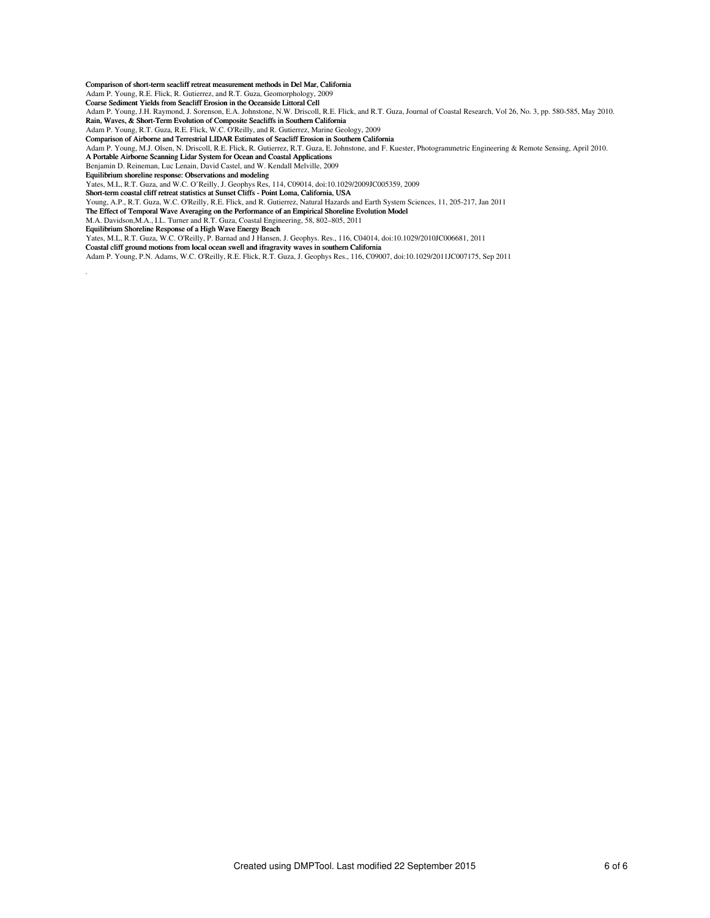**Comparison of short-term seacliff retreat measurement methods in Del Mar, California**
Adam P. Young, R.E. Flick, R. Gutierrez, and R.T. Guza, Geomorphology, 2009

**Coarse Sediment Yields from Seacliff Erosion in the Oceanside Littoral Cell**
Adam P. Young, J.H. Raymond, J. Sorenson, E.A. Johnstone, N.W. Driscoll, R.E. Flick, and R.T. Guza, Journal of Coastal Research, Vol 26, No. 3, pp. 580-585, May 2010.

**Rain, Waves, & Short-Term Evolution of Composite Seacliffs in Southern California**
Adam P. Young, R.T. Guza, R.E. Flick, W.C. O'Reilly, and R. Gutierrez, Marine Geology, 2009

**Comparison of Airborne and Terrestrial LIDAR Estimates of Seacliff Erosion in Southern California**
Adam P. Young, M.J. Olsen, N. Driscoll, R.E. Flick, R. Gutierrez, R.T. Guza, E. Johnstone, and F. Kuester, Photogrammetric Engineering & Remote Sensing, April 2010.

**A Portable Airborne Scanning Lidar System for Ocean and Coastal Applications**
Benjamin D. Reineman, Luc Lenain, David Castel, and W. Kendall Melville, 2009

**Equilibrium shoreline response: Observations and modeling**
Yates, M.L, R.T. Guza, and W.C. O'Reilly, J. Geophys Res, 114, C09014, doi:10.1029/2009JC005359, 2009

**Short-term coastal cliff retreat statistics at Sunset Cliffs - Point Loma, California, USA**
Young, A.P., R.T. Guza, W.C. O'Reilly, R.E. Flick, and R. Gutierrez, Natural Hazards and Earth System Sciences, 11, 205-217, Jan 2011

**The Effect of Temporal Wave Averaging on the Performance of an Empirical Shoreline Evolution Model**
M.A. Davidson,M.A., I.L. Turner and R.T. Guza, Coastal Engineering, 58, 802–805, 2011

**Equilibrium Shoreline Response of a High Wave Energy Beach**
Yates, M.L, R.T. Guza, W.C. O'Reilly, P. Barnad and J Hansen, J. Geophys. Res., 116, C04014, doi:10.1029/2010JC006681, 2011

**Coastal cliff ground motions from local ocean swell and ifragravity waves in southern California**
Adam P. Young, P.N. Adams, W.C. O'Reilly, R.E. Flick, R.T. Guza, J. Geophys Res., 116, C09007, doi:10.1029/2011JC007175, Sep 2011

.